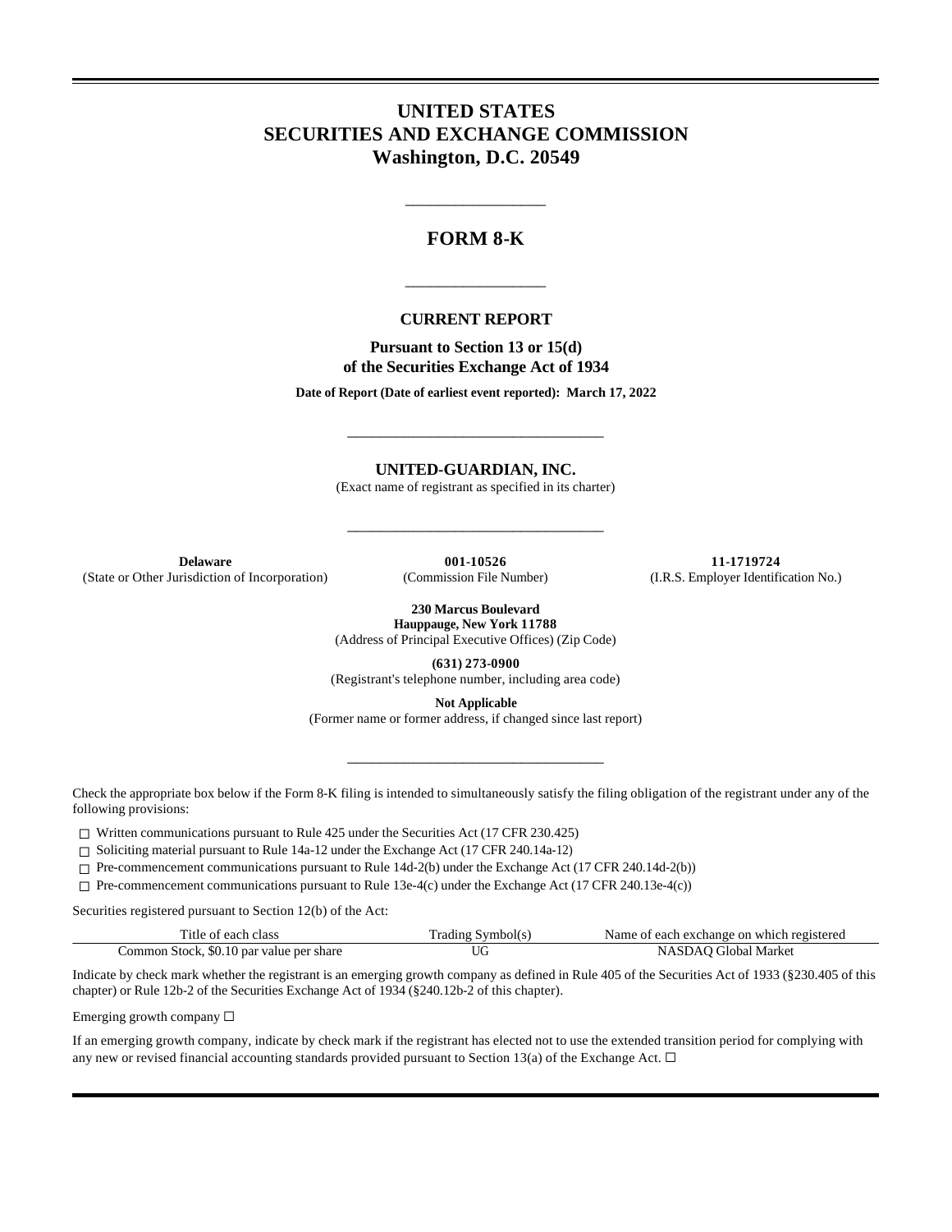# UNITED STATES
# SECURITIES AND EXCHANGE COMMISSION
# Washington, D.C. 20549

---

## FORM 8-K

---

### CURRENT REPORT

**Pursuant to Section 13 or 15(d)**
**of the Securities Exchange Act of 1934**

**Date of Report (Date of earliest event reported): March 17, 2022**

---

**UNITED-GUARDIAN, INC.**
(Exact name of registrant as specified in its charter)

---

| **Delaware** | **001-10526** | **11-1719724** |
|---|---|---|
| (State or Other Jurisdiction of Incorporation) | (Commission File Number) | (I.R.S. Employer Identification No.) |

**230 Marcus Boulevard**
**Hauppauge, New York 11788**
(Address of Principal Executive Offices) (Zip Code)

**(631) 273-0900**
(Registrant's telephone number, including area code)

**Not Applicable**
(Former name or former address, if changed since last report)

---

Check the appropriate box below if the Form 8-K filing is intended to simultaneously satisfy the filing obligation of the registrant under any of the following provisions:

☐ Written communications pursuant to Rule 425 under the Securities Act (17 CFR 230.425)

☐ Soliciting material pursuant to Rule 14a-12 under the Exchange Act (17 CFR 240.14a-12)

☐ Pre-commencement communications pursuant to Rule 14d-2(b) under the Exchange Act (17 CFR 240.14d-2(b))

☐ Pre-commencement communications pursuant to Rule 13e-4(c) under the Exchange Act (17 CFR 240.13e-4(c))

Securities registered pursuant to Section 12(b) of the Act:

| Title of each class | Trading Symbol(s) | Name of each exchange on which registered |
|---|---|---|
| Common Stock, $0.10 par value per share | UG | NASDAQ Global Market |

Indicate by check mark whether the registrant is an emerging growth company as defined in Rule 405 of the Securities Act of 1933 (§230.405 of this chapter) or Rule 12b-2 of the Securities Exchange Act of 1934 (§240.12b-2 of this chapter).

Emerging growth company ☐

If an emerging growth company, indicate by check mark if the registrant has elected not to use the extended transition period for complying with any new or revised financial accounting standards provided pursuant to Section 13(a) of the Exchange Act. ☐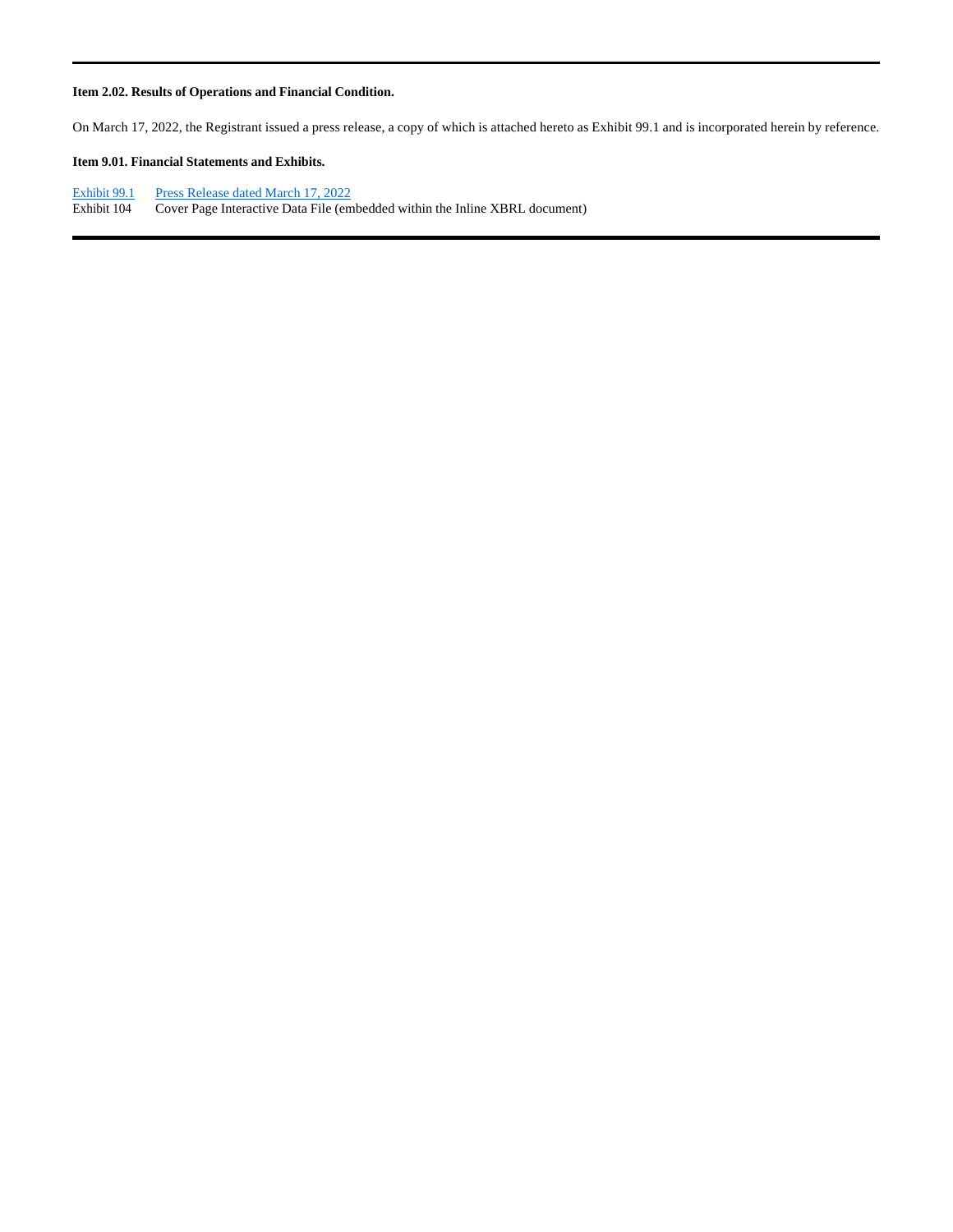**Item 2.02. Results of Operations and Financial Condition.**

On March 17, 2022, the Registrant issued a press release, a copy of which is attached hereto as Exhibit 99.1 and is incorporated herein by reference.

**Item 9.01. Financial Statements and Exhibits.**

| | |
|---|---|
| Exhibit 99.1 | Press Release dated March 17, 2022 |
| Exhibit 104 | Cover Page Interactive Data File (embedded within the Inline XBRL document) |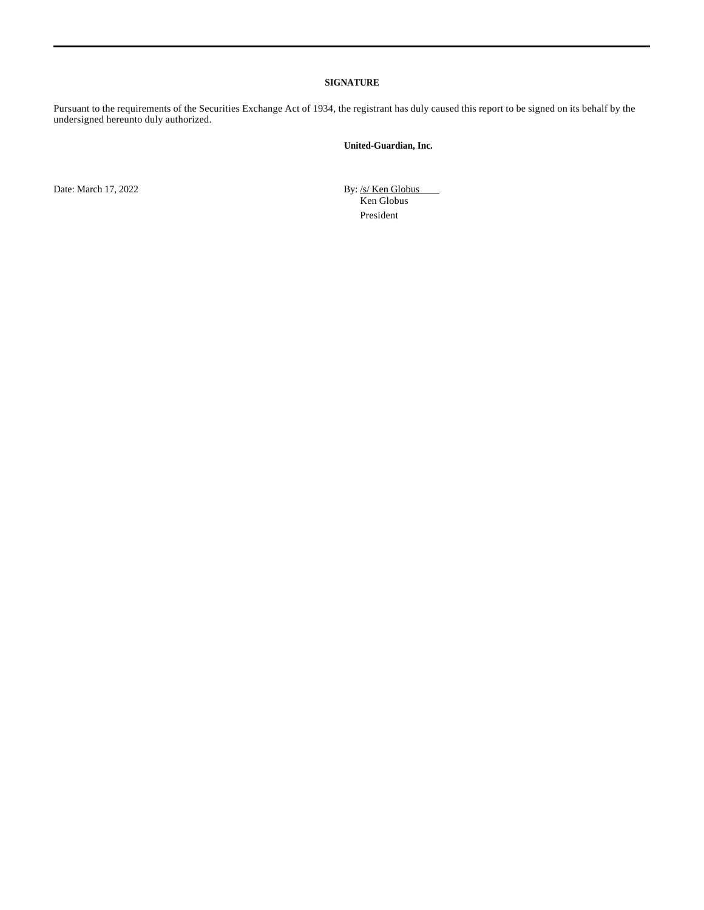**SIGNATURE**

Pursuant to the requirements of the Securities Exchange Act of 1934, the registrant has duly caused this report to be signed on its behalf by the undersigned hereunto duly authorized.

**United-Guardian, Inc.**

Date: March 17, 2022

By: /s/ Ken Globus
Ken Globus
President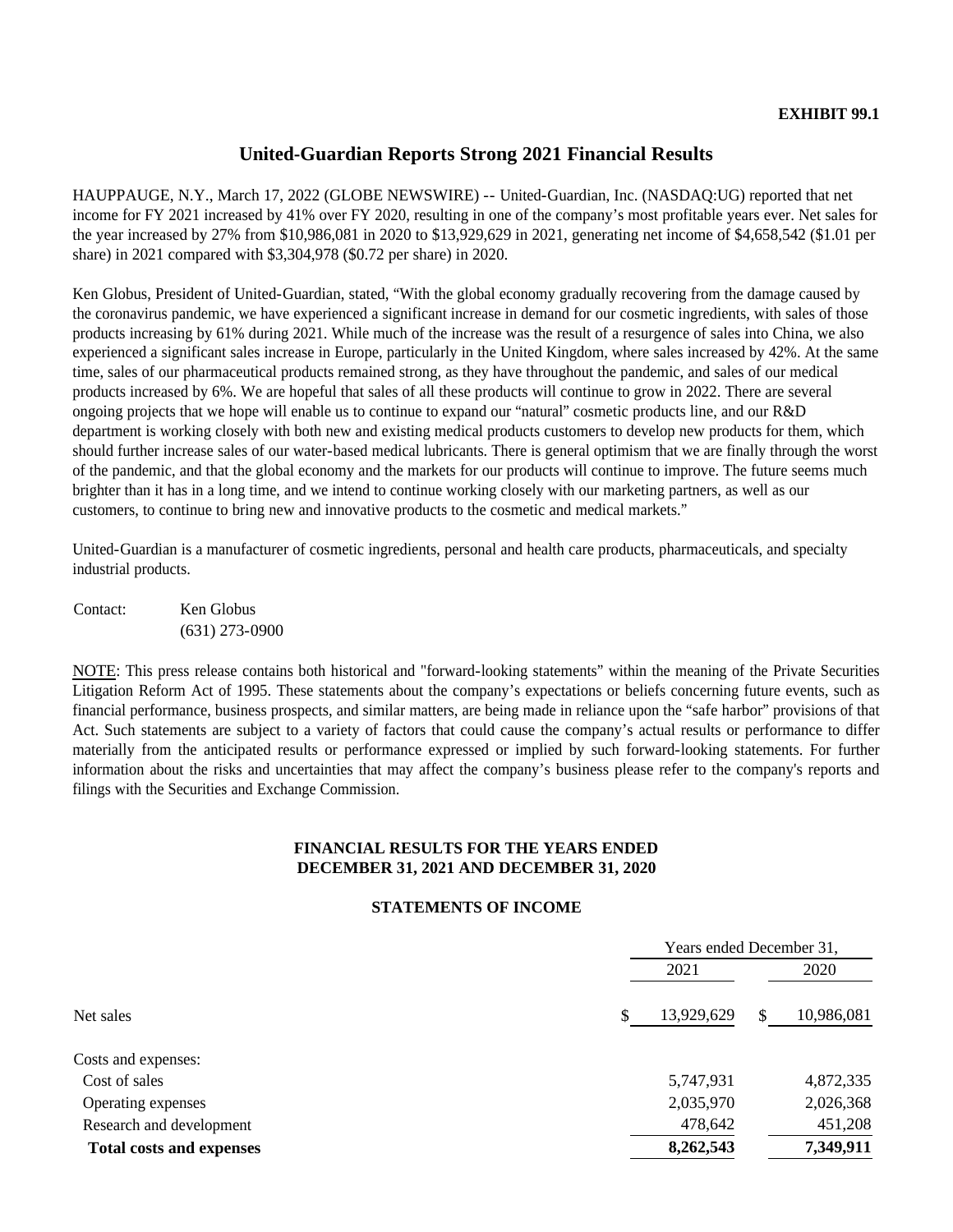**EXHIBIT 99.1**

# United-Guardian Reports Strong 2021 Financial Results

HAUPPAUGE, N.Y., March 17, 2022 (GLOBE NEWSWIRE) -- United-Guardian, Inc. (NASDAQ:UG) reported that net income for FY 2021 increased by 41% over FY 2020, resulting in one of the company's most profitable years ever. Net sales for the year increased by 27% from $10,986,081 in 2020 to $13,929,629 in 2021, generating net income of $4,658,542 ($1.01 per share) in 2021 compared with $3,304,978 ($0.72 per share) in 2020.

Ken Globus, President of United-Guardian, stated, "With the global economy gradually recovering from the damage caused by the coronavirus pandemic, we have experienced a significant increase in demand for our cosmetic ingredients, with sales of those products increasing by 61% during 2021. While much of the increase was the result of a resurgence of sales into China, we also experienced a significant sales increase in Europe, particularly in the United Kingdom, where sales increased by 42%. At the same time, sales of our pharmaceutical products remained strong, as they have throughout the pandemic, and sales of our medical products increased by 6%. We are hopeful that sales of all these products will continue to grow in 2022. There are several ongoing projects that we hope will enable us to continue to expand our "natural" cosmetic products line, and our R&D department is working closely with both new and existing medical products customers to develop new products for them, which should further increase sales of our water-based medical lubricants. There is general optimism that we are finally through the worst of the pandemic, and that the global economy and the markets for our products will continue to improve. The future seems much brighter than it has in a long time, and we intend to continue working closely with our marketing partners, as well as our customers, to continue to bring new and innovative products to the cosmetic and medical markets."

United-Guardian is a manufacturer of cosmetic ingredients, personal and health care products, pharmaceuticals, and specialty industrial products.

Contact: Ken Globus
(631) 273-0900

NOTE: This press release contains both historical and "forward-looking statements" within the meaning of the Private Securities Litigation Reform Act of 1995. These statements about the company's expectations or beliefs concerning future events, such as financial performance, business prospects, and similar matters, are being made in reliance upon the "safe harbor" provisions of that Act. Such statements are subject to a variety of factors that could cause the company's actual results or performance to differ materially from the anticipated results or performance expressed or implied by such forward-looking statements. For further information about the risks and uncertainties that may affect the company's business please refer to the company's reports and filings with the Securities and Exchange Commission.

**FINANCIAL RESULTS FOR THE YEARS ENDED DECEMBER 31, 2021 AND DECEMBER 31, 2020**

**STATEMENTS OF INCOME**

| | Years ended December 31, | |
|---|---|---|
| | 2021 | 2020 |
| Net sales | $ 13,929,629 | $ 10,986,081 |
| Costs and expenses: | | |
| Cost of sales | 5,747,931 | 4,872,335 |
| Operating expenses | 2,035,970 | 2,026,368 |
| Research and development | 478,642 | 451,208 |
| **Total costs and expenses** | **8,262,543** | **7,349,911** |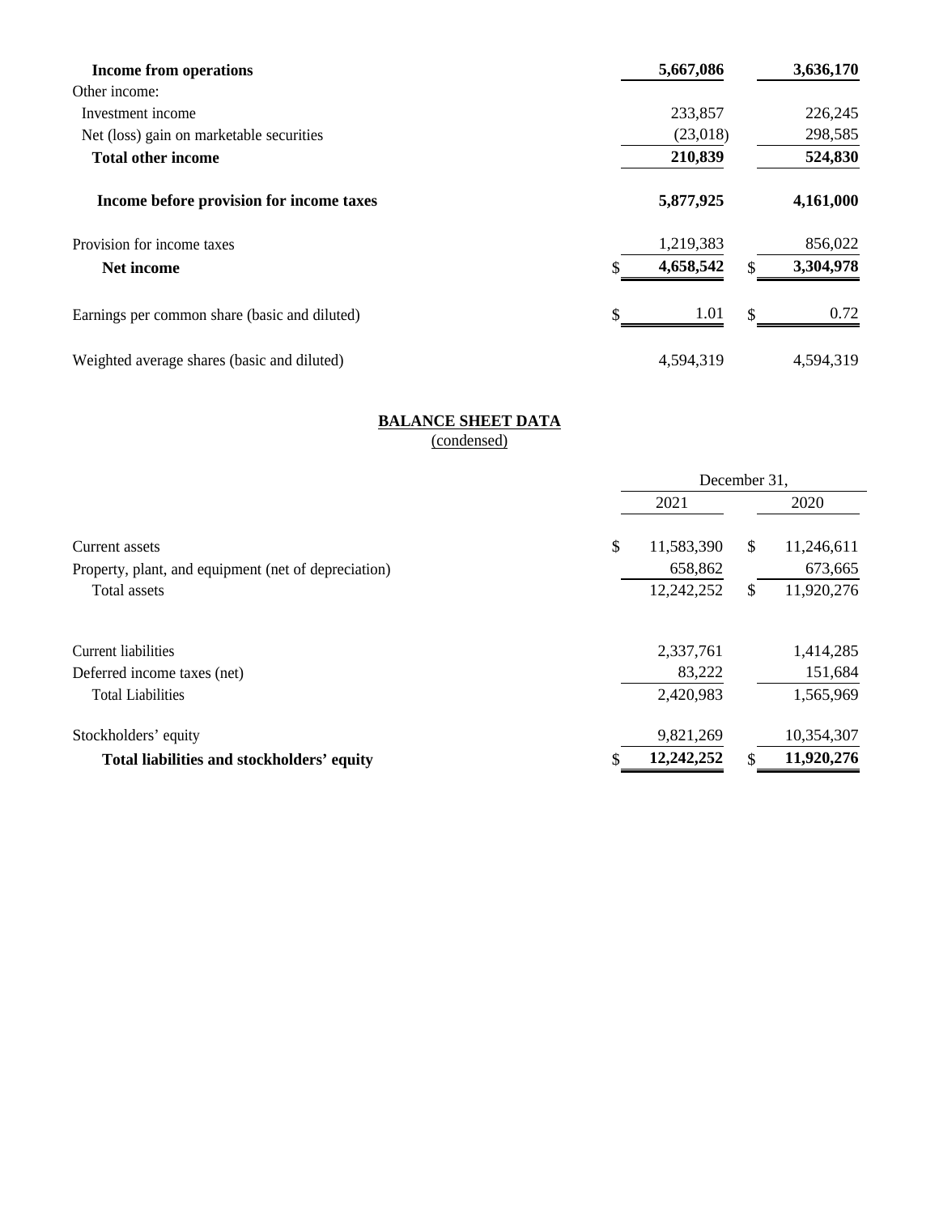| | | |
|---|---|---|
| **Income from operations** | **5,667,086** | **3,636,170** |
| Other income: | | |
| Investment income | 233,857 | 226,245 |
| Net (loss) gain on marketable securities | (23,018) | 298,585 |
| **Total other income** | **210,839** | **524,830** |
| **Income before provision for income taxes** | **5,877,925** | **4,161,000** |
| Provision for income taxes | 1,219,383 | 856,022 |
| **Net income** | **$ 4,658,542** | **$ 3,304,978** |
| Earnings per common share (basic and diluted) | $ 1.01 | $ 0.72 |
| Weighted average shares (basic and diluted) | 4,594,319 | 4,594,319 |

## BALANCE SHEET DATA

(condensed)

| | December 31, | |
|---|---|---|
| | 2021 | 2020 |
| Current assets | $ 11,583,390 | $ 11,246,611 |
| Property, plant, and equipment (net of depreciation) | 658,862 | 673,665 |
| Total assets | 12,242,252 | $ 11,920,276 |
| Current liabilities | 2,337,761 | 1,414,285 |
| Deferred income taxes (net) | 83,222 | 151,684 |
| Total Liabilities | 2,420,983 | 1,565,969 |
| Stockholders' equity | 9,821,269 | 10,354,307 |
| **Total liabilities and stockholders' equity** | **$ 12,242,252** | **$ 11,920,276** |